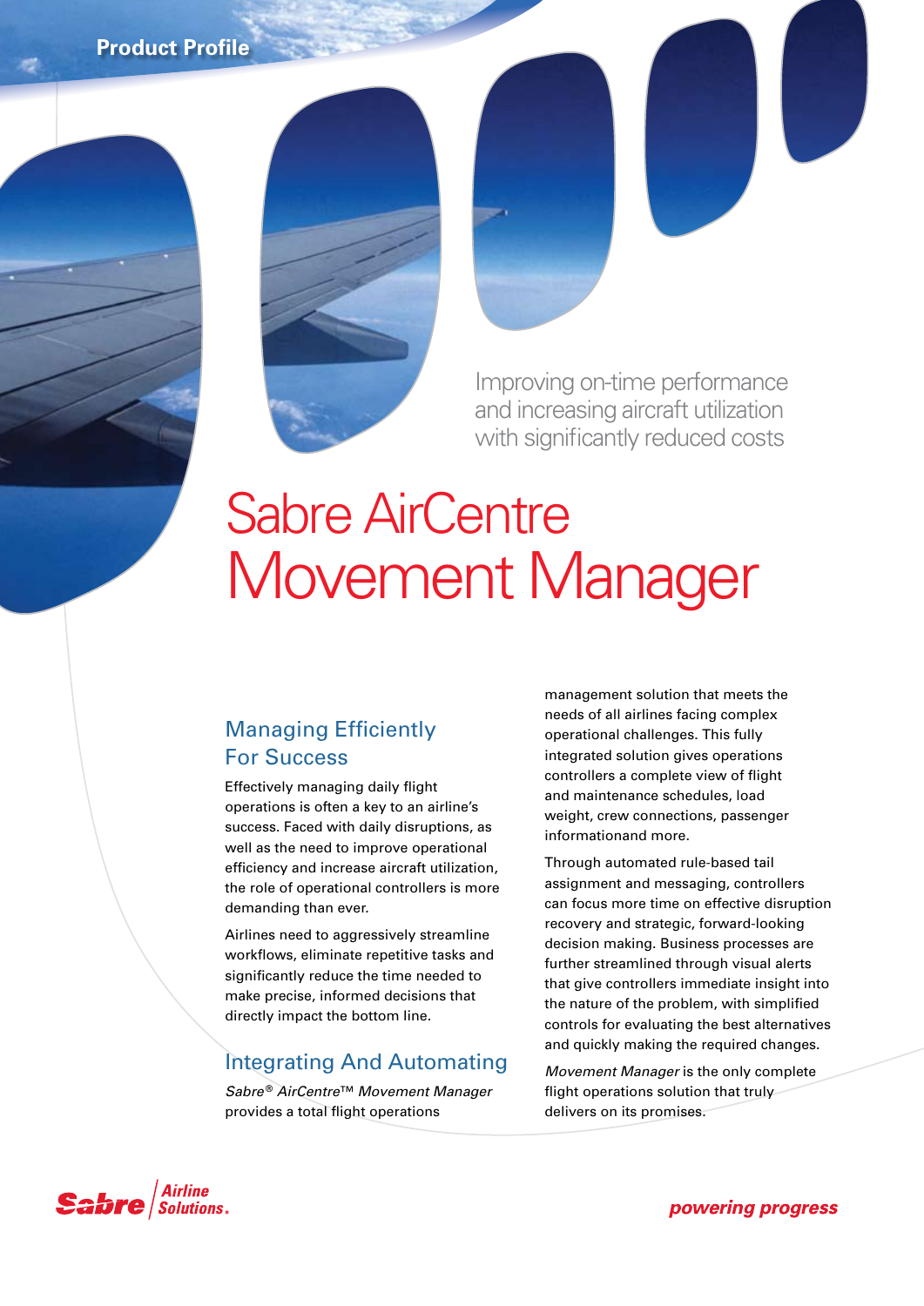Product Profile

Improving on-time performance and increasing aircraft utilization with significantly reduced costs

# Sabre AirCentre Movement Manager

## Managing Efficiently For Success

Effectively managing daily flight operations is often a key to an airline's success. Faced with daily disruptions, as well as the need to improve operational efficiency and increase aircraft utilization, the role of operational controllers is more demanding than ever.

Airlines need to aggressively streamline workflows, eliminate repetitive tasks and significantly reduce the time needed to make precise, informed decisions that directly impact the bottom line.

## Integrating And Automating

*Sabre® AirCentre™ Movement Manager* provides a total flight operations management solution that meets the needs of all airlines facing complex operational challenges. This fully integrated solution gives operations controllers a complete view of flight and maintenance schedules, load weight, crew connections, passenger informationand more.

Through automated rule-based tail assignment and messaging, controllers can focus more time on effective disruption recovery and strategic, forward-looking decision making. Business processes are further streamlined through visual alerts that give controllers immediate insight into the nature of the problem, with simplified controls for evaluating the best alternatives and quickly making the required changes.

*Movement Manager* is the only complete flight operations solution that truly delivers on its promises.

Sabre Airline Solutions.

powering progress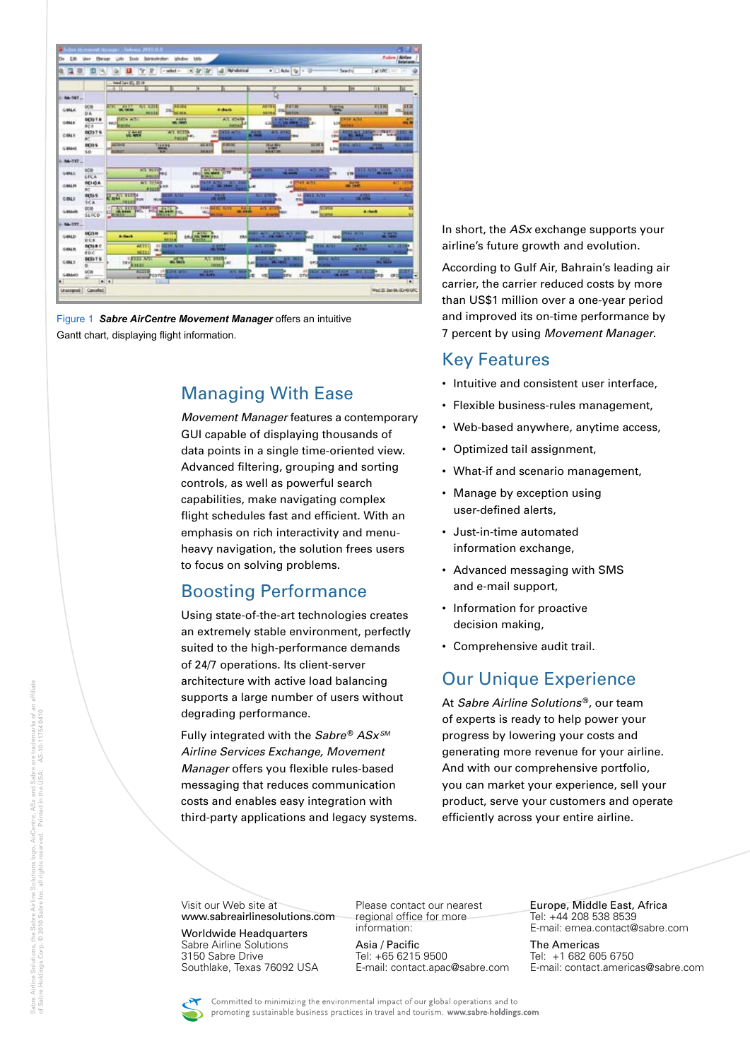Figure 1 ***Sabre AirCentre Movement Manager*** offers an intuitive Gantt chart, displaying flight information.

## Managing With Ease

*Movement Manager* features a contemporary GUI capable of displaying thousands of data points in a single time-oriented view. Advanced filtering, grouping and sorting controls, as well as powerful search capabilities, make navigating complex flight schedules fast and efficient. With an emphasis on rich interactivity and menu-heavy navigation, the solution frees users to focus on solving problems.

## Boosting Performance

Using state-of-the-art technologies creates an extremely stable environment, perfectly suited to the high-performance demands of 24/7 operations. Its client-server architecture with active load balancing supports a large number of users without degrading performance.

Fully integrated with the *Sabre® ASx℠ Airline Services Exchange, Movement Manager* offers you flexible rules-based messaging that reduces communication costs and enables easy integration with third-party applications and legacy systems.

In short, the *ASx* exchange supports your airline's future growth and evolution.

According to Gulf Air, Bahrain's leading air carrier, the carrier reduced costs by more than US$1 million over a one-year period and improved its on-time performance by 7 percent by using *Movement Manager*.

## Key Features

- Intuitive and consistent user interface,
- Flexible business-rules management,
- Web-based anywhere, anytime access,
- Optimized tail assignment,
- What-if and scenario management,
- Manage by exception using user-defined alerts,
- Just-in-time automated information exchange,
- Advanced messaging with SMS and e-mail support,
- Information for proactive decision making,
- Comprehensive audit trail.

## Our Unique Experience

At *Sabre Airline Solutions®*, our team of experts is ready to help power your progress by lowering your costs and generating more revenue for your airline. And with our comprehensive portfolio, you can market your experience, sell your product, serve your customers and operate efficiently across your entire airline.

Visit our Web site at
www.sabreairlinesolutions.com

Worldwide Headquarters
Sabre Airline Solutions
3150 Sabre Drive
Southlake, Texas 76092 USA

Please contact our nearest regional office for more information:

Asia / Pacific
Tel: +65 6215 9500
E-mail: contact.apac@sabre.com

Europe, Middle East, Africa
Tel: +44 208 538 8539
E-mail: emea.contact@sabre.com

The Americas
Tel: +1 682 605 6750
E-mail: contact.americas@sabre.com

Committed to minimizing the environmental impact of our global operations and to promoting sustainable business practices in travel and tourism. **www.sabre-holdings.com**

Sabre Airline Solutions, the Sabre Airline Solutions logo, AirCentre, ASx and Sabre are trademarks of an affiliate of Sabre Holdings Corp. © 2010 Sabre Inc. All rights reserved. Printed in the USA. AS-10-11754 0410